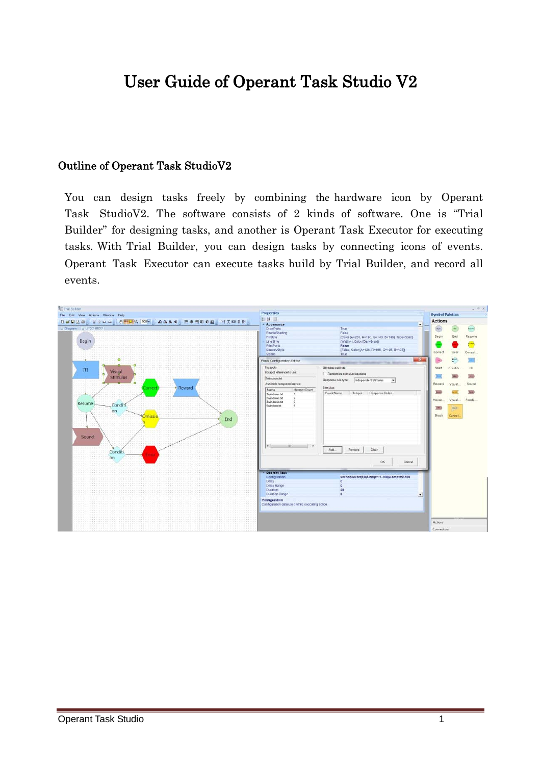# User Guide of Operant Task Studio V2

## Outline of Operant Task StudioV2

You can design tasks freely by combining the hardware icon by Operant Task StudioV2. The software consists of 2 kinds of software. One is "Trial Builder" for designing tasks, and another is Operant Task Executor for executing tasks. With Trial Builder, you can design tasks by connecting icons of events. Operant Task Executor can execute tasks build by Trial Builder, and record all events.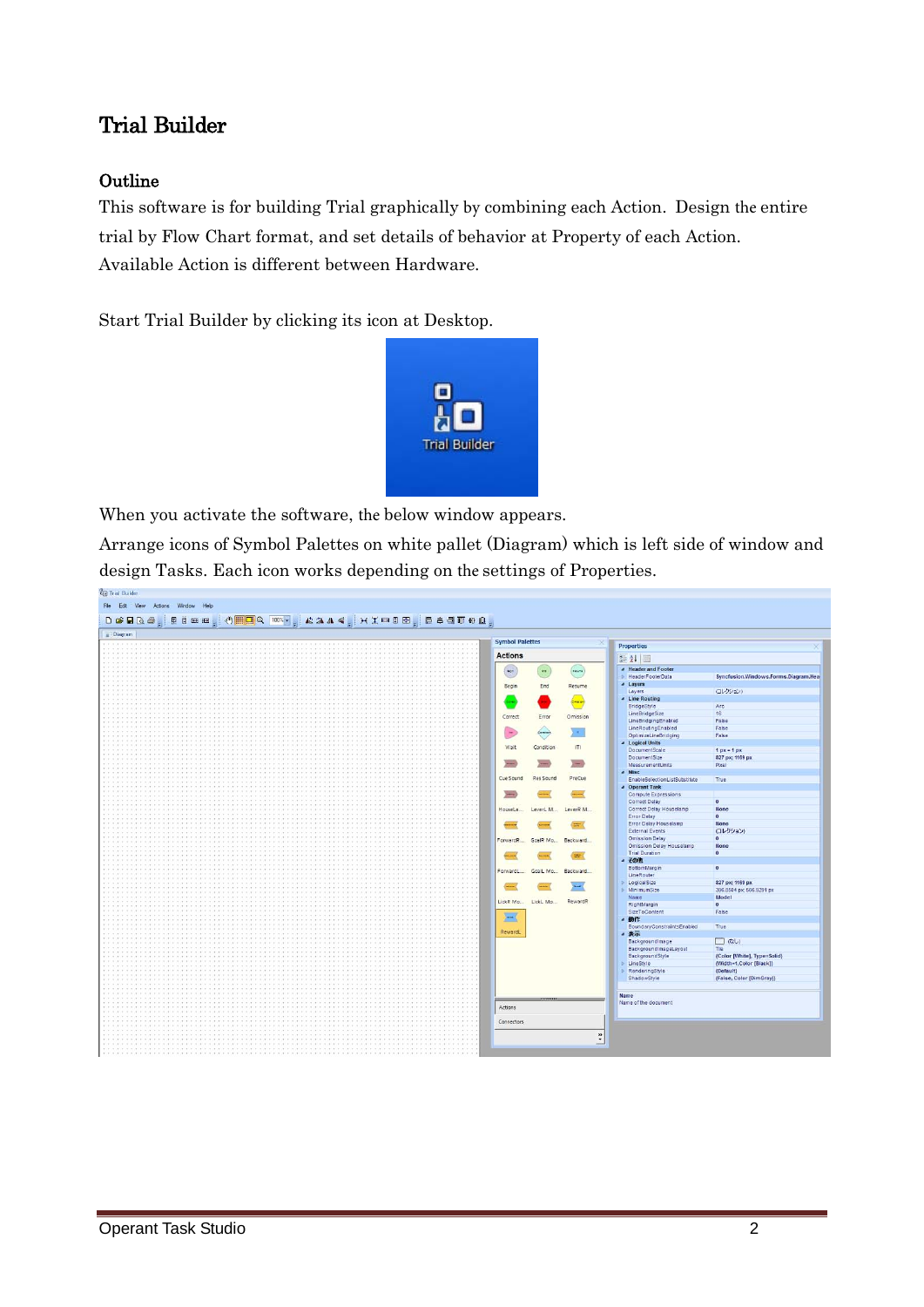# Trial Builder

## Outline

This software is for building Trial graphically by combining each Action. Design the entire trial by Flow Chart format, and set details of behavior at Property of each Action. Available Action is different between Hardware.

Start Trial Builder by clicking its icon at Desktop.

When you activate the software, the below window appears.

Arrange icons of Symbol Palettes on white pallet (Diagram) which is left side of window and design Tasks. Each icon works depending on the settings of Properties.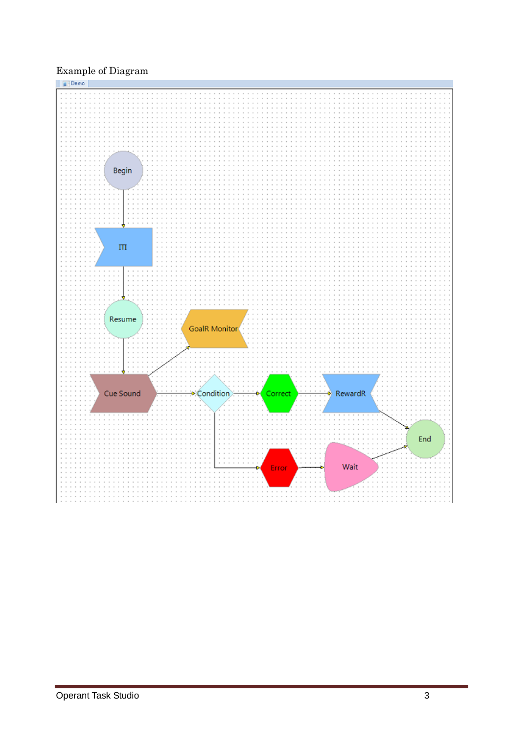Example of Diagram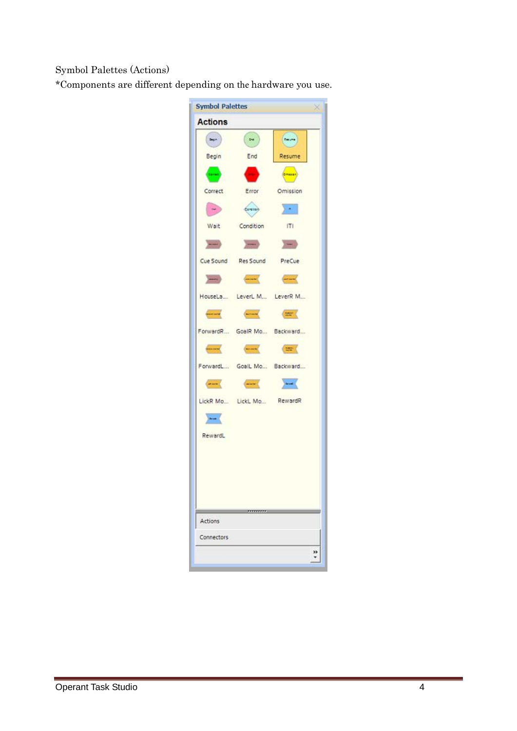Symbol Palettes (Actions)

*Components are different depending on the hardware you use.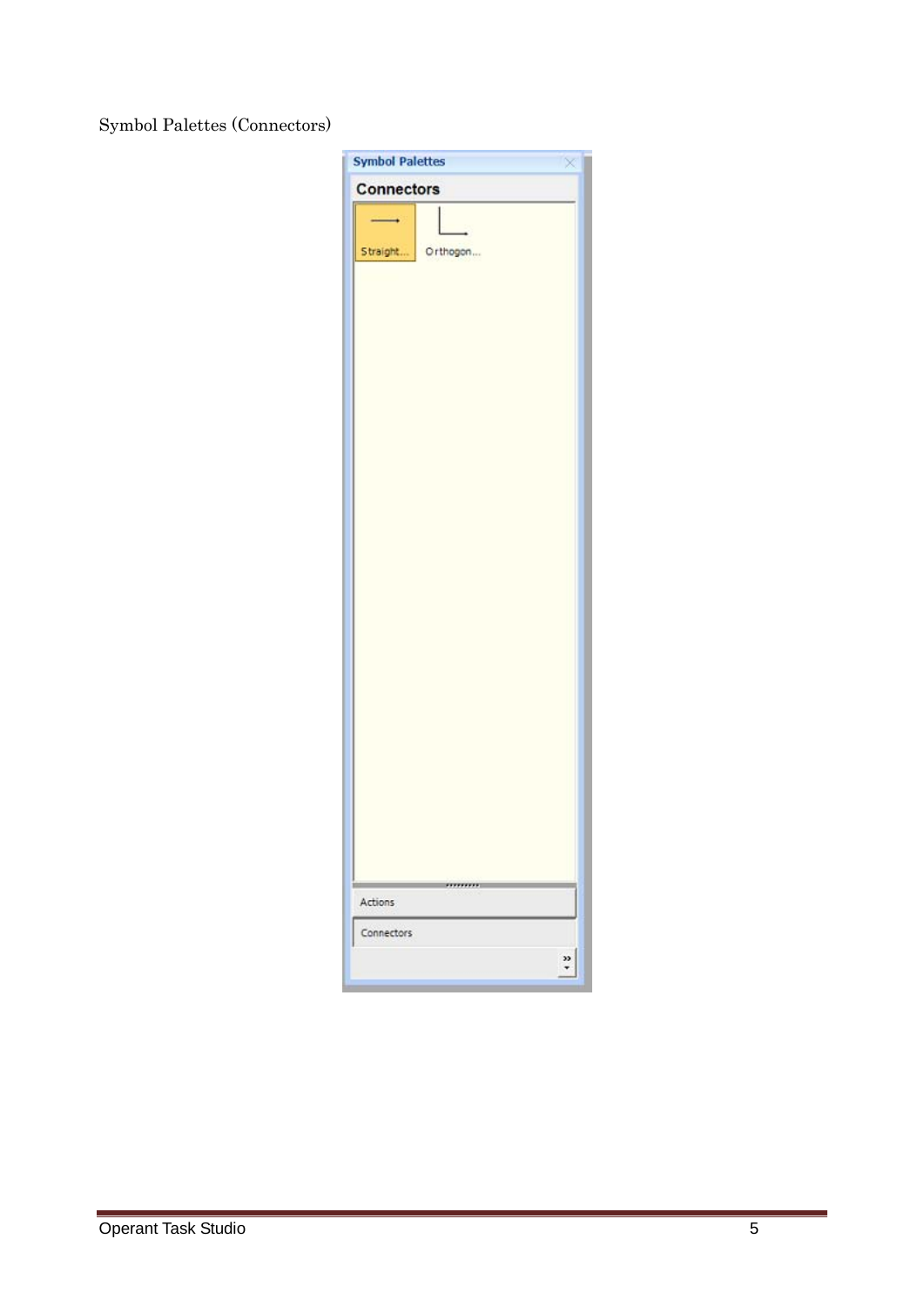Symbol Palettes (Connectors)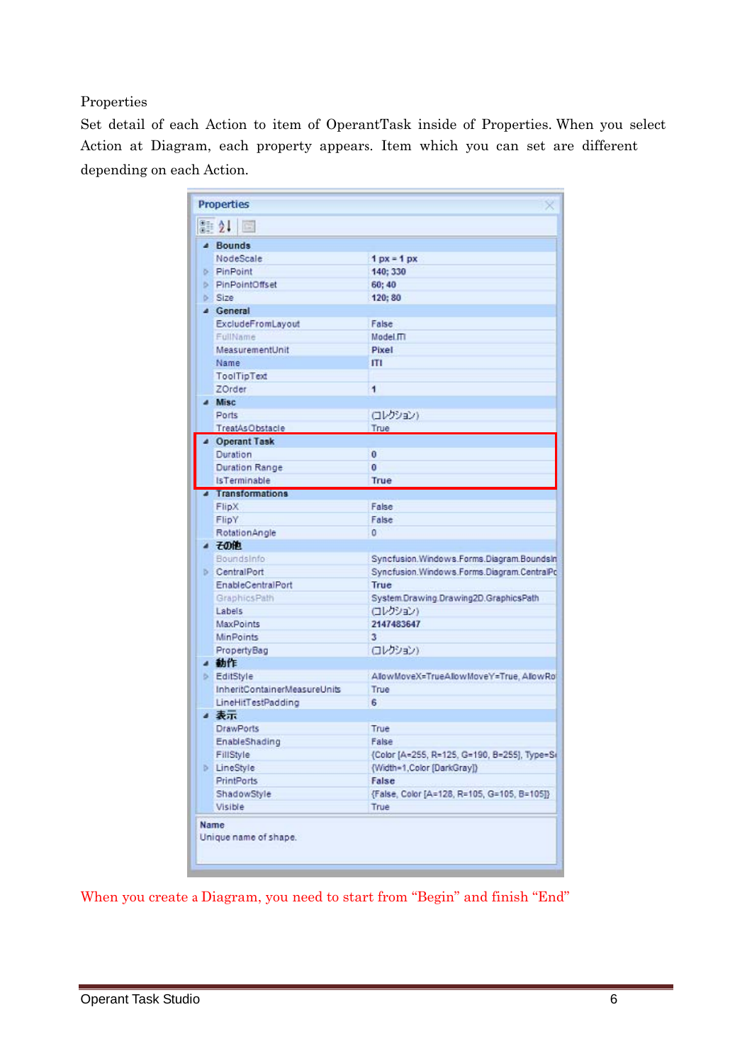Properties

Set detail of each Action to item of OperantTask inside of Properties. When you select Action at Diagram, each property appears. Item which you can set are different depending on each Action.

| Properties | |
|---|---|
| **Bounds** | |
| NodeScale | 1 px = 1 px |
| PinPoint | 140; 330 |
| PinPointOffset | 60; 40 |
| Size | 120; 80 |
| **General** | |
| ExcludeFromLayout | False |
| FullName | Model.ITI |
| MeasurementUnit | Pixel |
| Name | ITI |
| ToolTipText | |
| ZOrder | 1 |
| **Misc** | |
| Ports | (コレクション) |
| TreatAsObstacle | True |
| **Operant Task** | |
| Duration | 0 |
| Duration Range | 0 |
| IsTerminable | True |
| **Transformations** | |
| FlipX | False |
| FlipY | False |
| RotationAngle | 0 |
| **その他** | |
| BoundsInfo | Syncfusion.Windows.Forms.Diagram.BoundsIn |
| CentralPort | Syncfusion.Windows.Forms.Diagram.CentralPo |
| EnableCentralPort | True |
| GraphicsPath | System.Drawing.Drawing2D.GraphicsPath |
| Labels | (コレクション) |
| MaxPoints | 2147483647 |
| MinPoints | 3 |
| PropertyBag | (コレクション) |
| **動作** | |
| EditStyle | AllowMoveX=TrueAllowMoveY=True, AllowRo |
| InheritContainerMeasureUnits | True |
| LineHitTestPadding | 6 |
| **表示** | |
| DrawPorts | True |
| EnableShading | False |
| FillStyle | {Color [A=255, R=125, G=190, B=255], Type=S |
| LineStyle | {Width=1,Color [DarkGray]} |
| PrintPorts | False |
| ShadowStyle | {False, Color [A=128, R=105, G=105, B=105]} |
| Visible | True |

**Name**
Unique name of shape.

When you create a Diagram, you need to start from "Begin" and finish "End"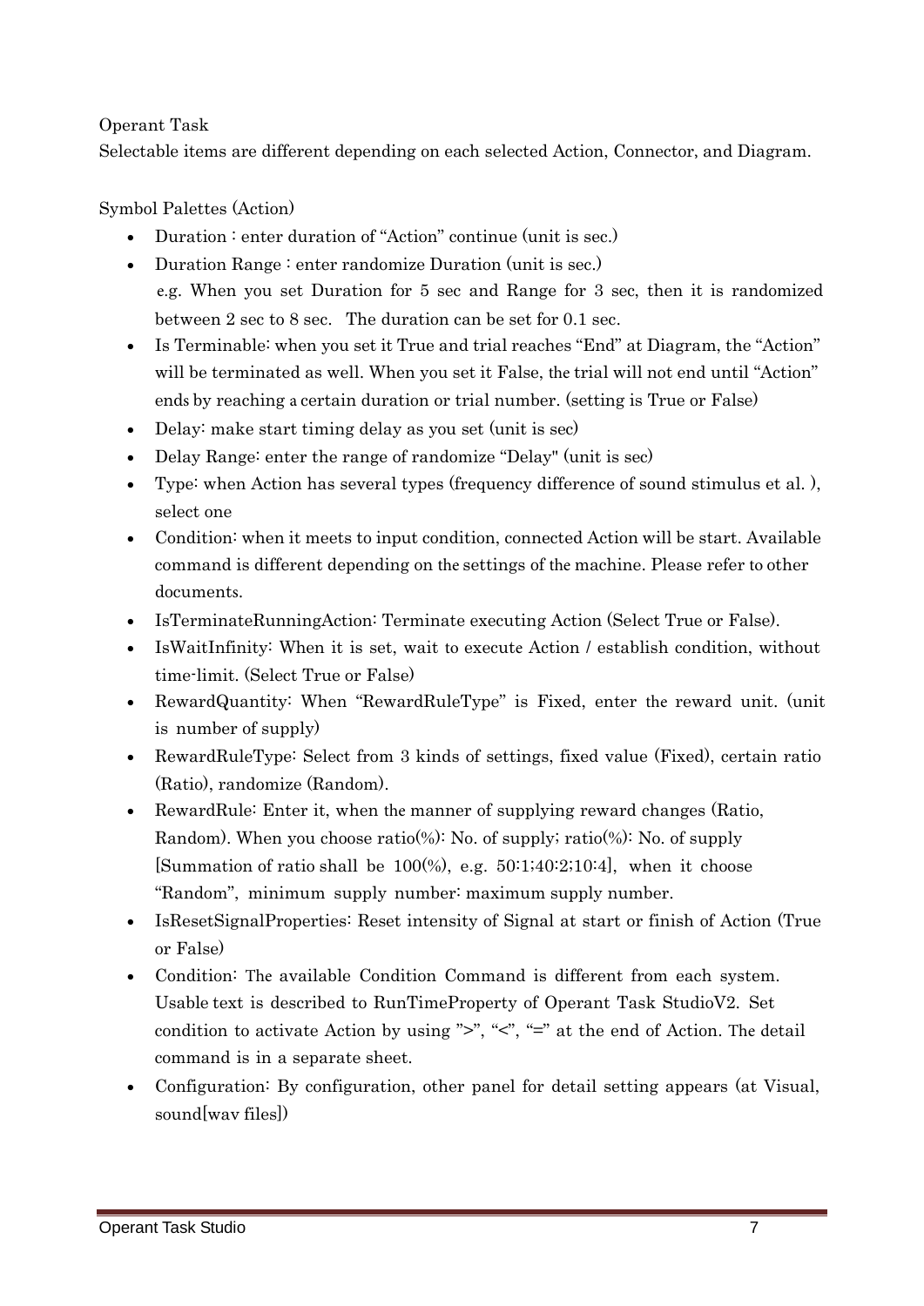Operant Task

Selectable items are different depending on each selected Action, Connector, and Diagram.

Symbol Palettes (Action)

- Duration : enter duration of “Action” continue (unit is sec.)
- Duration Range : enter randomize Duration (unit is sec.)
  e.g. When you set Duration for 5 sec and Range for 3 sec, then it is randomized between 2 sec to 8 sec. The duration can be set for 0.1 sec.
- Is Terminable: when you set it True and trial reaches “End” at Diagram, the “Action” will be terminated as well. When you set it False, the trial will not end until “Action” ends by reaching a certain duration or trial number. (setting is True or False)
- Delay: make start timing delay as you set (unit is sec)
- Delay Range: enter the range of randomize “Delay" (unit is sec)
- Type: when Action has several types (frequency difference of sound stimulus et al. ), select one
- Condition: when it meets to input condition, connected Action will be start. Available command is different depending on the settings of the machine. Please refer to other documents.
- IsTerminateRunningAction: Terminate executing Action (Select True or False).
- IsWaitInfinity: When it is set, wait to execute Action / establish condition, without time-limit. (Select True or False)
- RewardQuantity: When “RewardRuleType” is Fixed, enter the reward unit. (unit is number of supply)
- RewardRuleType: Select from 3 kinds of settings, fixed value (Fixed), certain ratio (Ratio), randomize (Random).
- RewardRule: Enter it, when the manner of supplying reward changes (Ratio, Random). When you choose ratio(%): No. of supply; ratio(%): No. of supply [Summation of ratio shall be 100(%), e.g. 50:1;40:2;10:4], when it choose “Random”, minimum supply number: maximum supply number.
- IsResetSignalProperties: Reset intensity of Signal at start or finish of Action (True or False)
- Condition: The available Condition Command is different from each system. Usable text is described to RunTimeProperty of Operant Task StudioV2. Set condition to activate Action by using ”>”, “<”, “=” at the end of Action. The detail command is in a separate sheet.
- Configuration: By configuration, other panel for detail setting appears (at Visual, sound[wav files])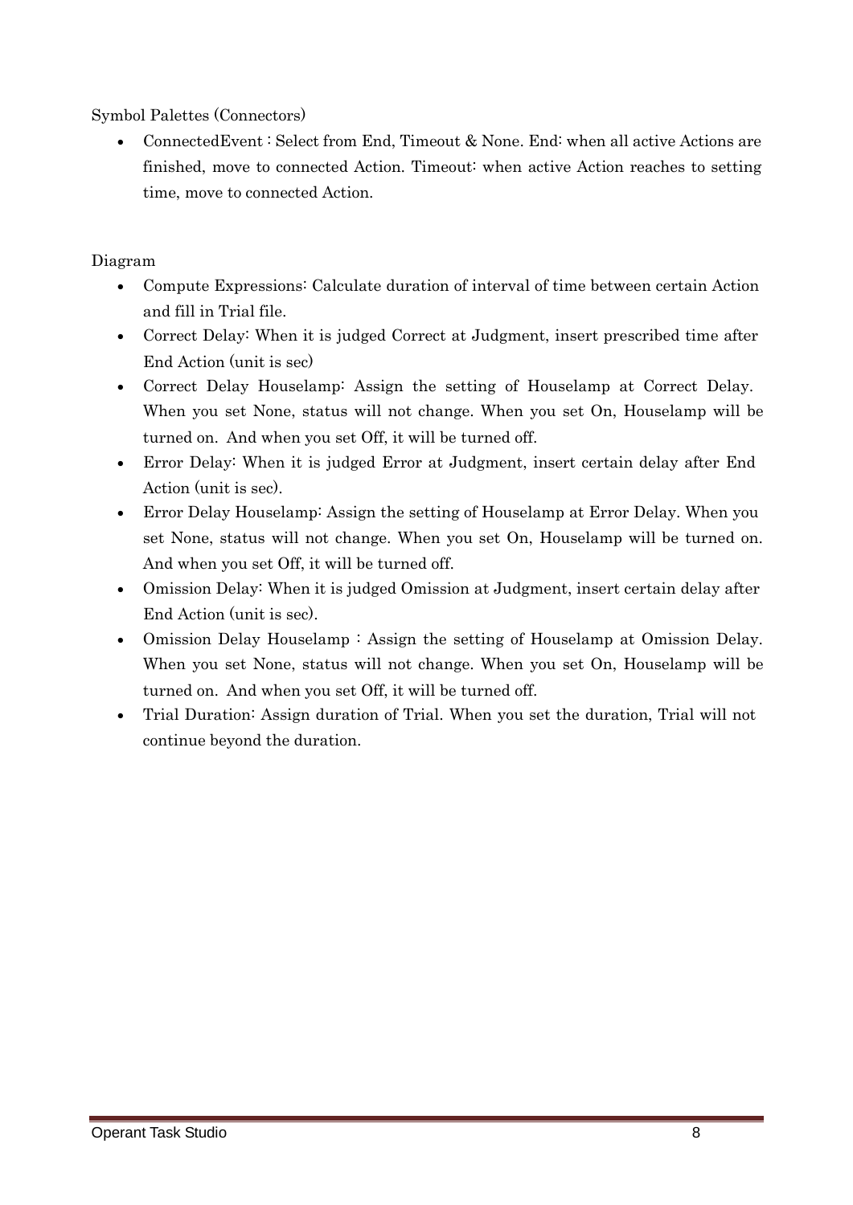Symbol Palettes (Connectors)

- ConnectedEvent : Select from End, Timeout & None. End: when all active Actions are finished, move to connected Action. Timeout: when active Action reaches to setting time, move to connected Action.

Diagram

- Compute Expressions: Calculate duration of interval of time between certain Action and fill in Trial file.
- Correct Delay: When it is judged Correct at Judgment, insert prescribed time after End Action (unit is sec)
- Correct Delay Houselamp: Assign the setting of Houselamp at Correct Delay. When you set None, status will not change. When you set On, Houselamp will be turned on. And when you set Off, it will be turned off.
- Error Delay: When it is judged Error at Judgment, insert certain delay after End Action (unit is sec).
- Error Delay Houselamp: Assign the setting of Houselamp at Error Delay. When you set None, status will not change. When you set On, Houselamp will be turned on. And when you set Off, it will be turned off.
- Omission Delay: When it is judged Omission at Judgment, insert certain delay after End Action (unit is sec).
- Omission Delay Houselamp : Assign the setting of Houselamp at Omission Delay. When you set None, status will not change. When you set On, Houselamp will be turned on. And when you set Off, it will be turned off.
- Trial Duration: Assign duration of Trial. When you set the duration, Trial will not continue beyond the duration.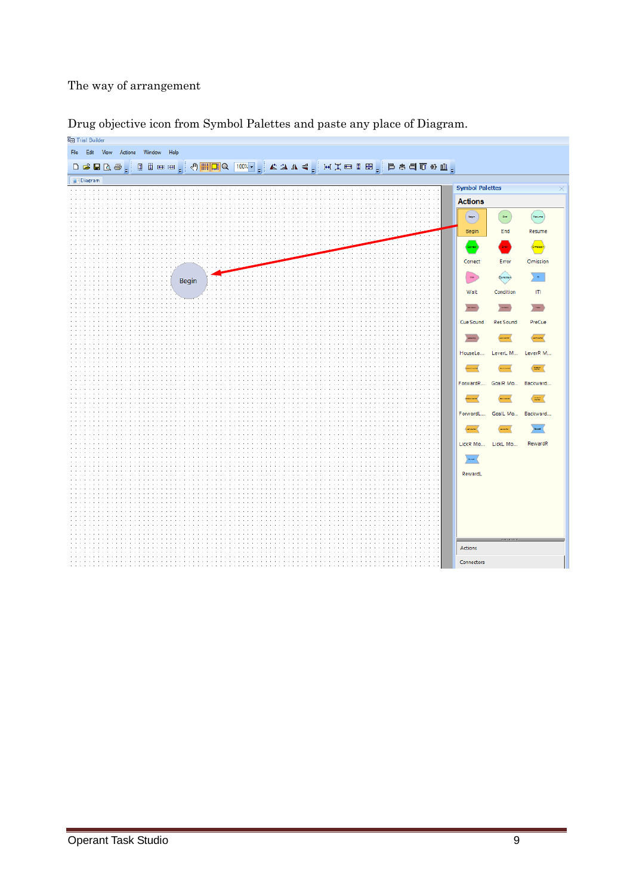The way of arrangement

Drug objective icon from Symbol Palettes and paste any place of Diagram.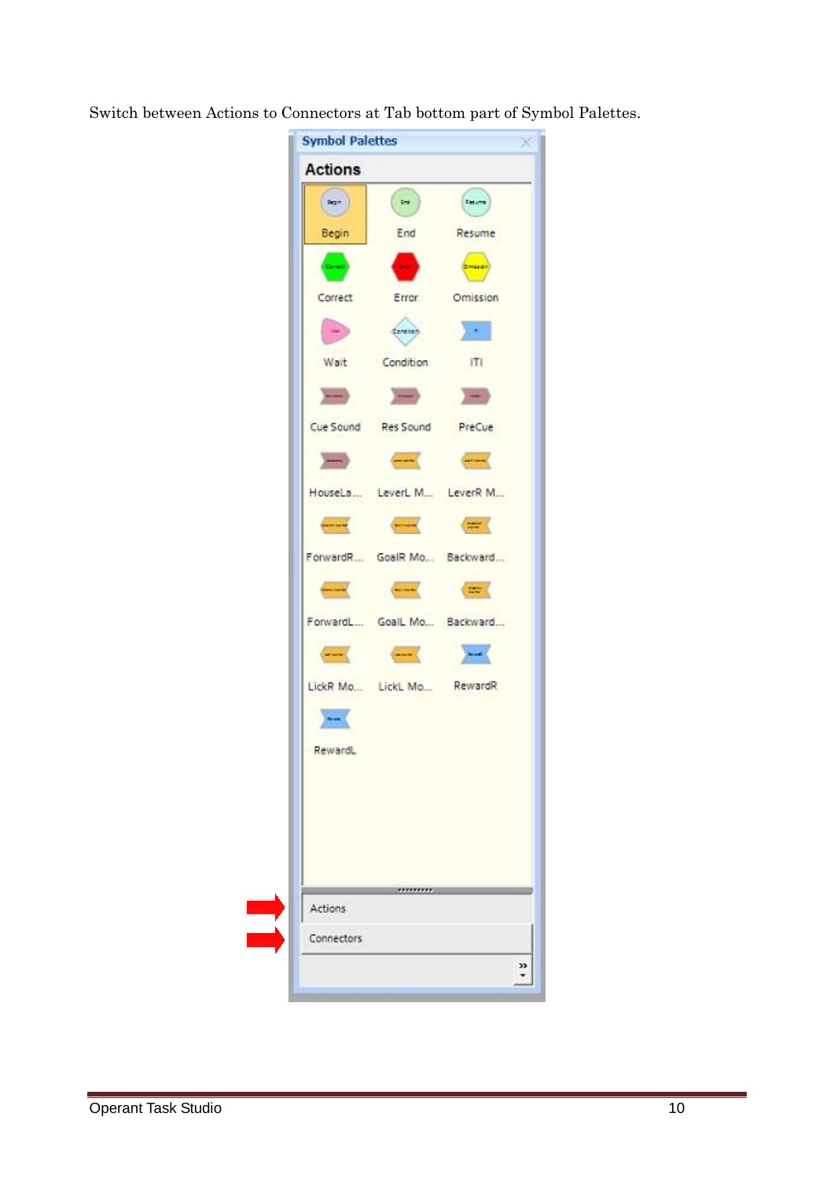Switch between Actions to Connectors at Tab bottom part of Symbol Palettes.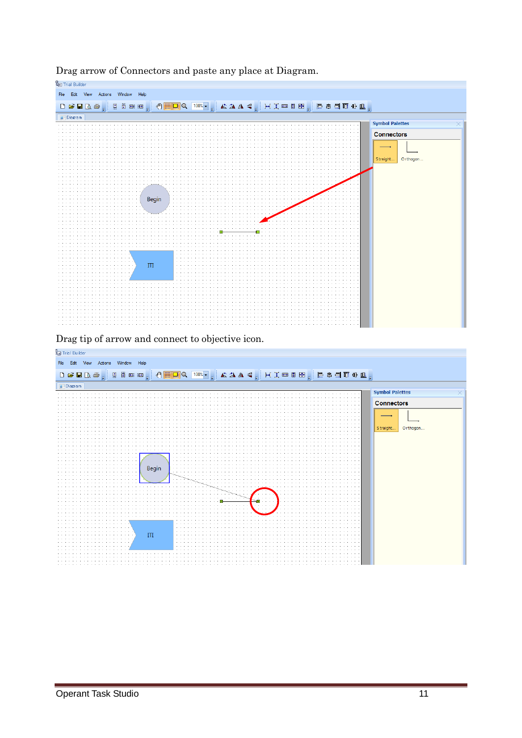Drag arrow of Connectors and paste any place at Diagram.

Drag tip of arrow and connect to objective icon.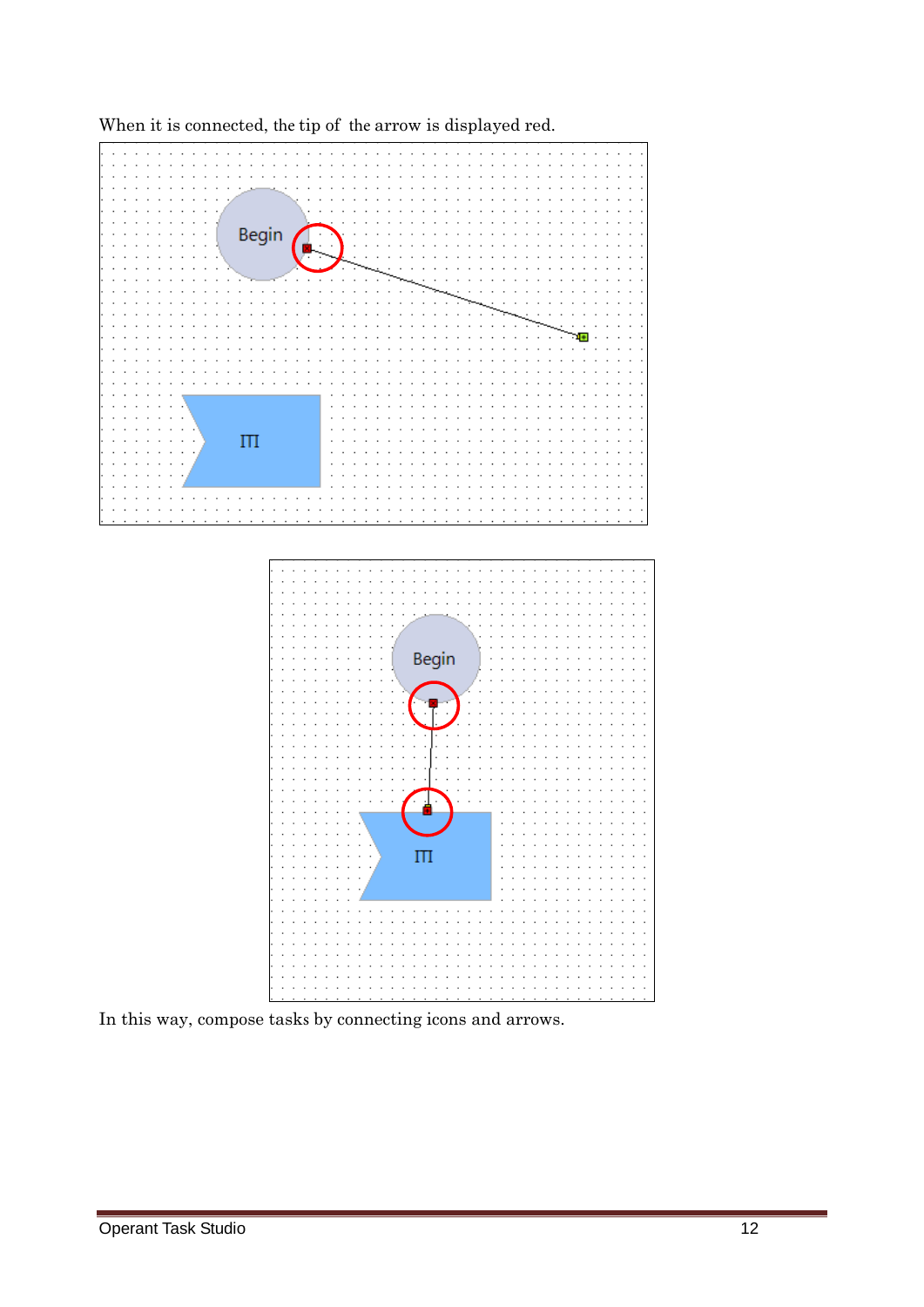When it is connected, the tip of the arrow is displayed red.

In this way, compose tasks by connecting icons and arrows.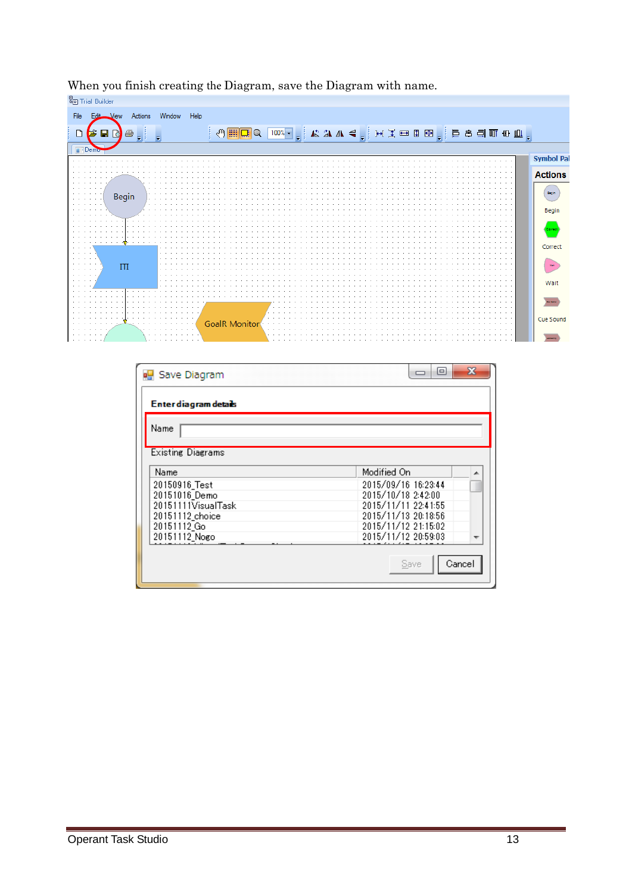When you finish creating the Diagram, save the Diagram with name.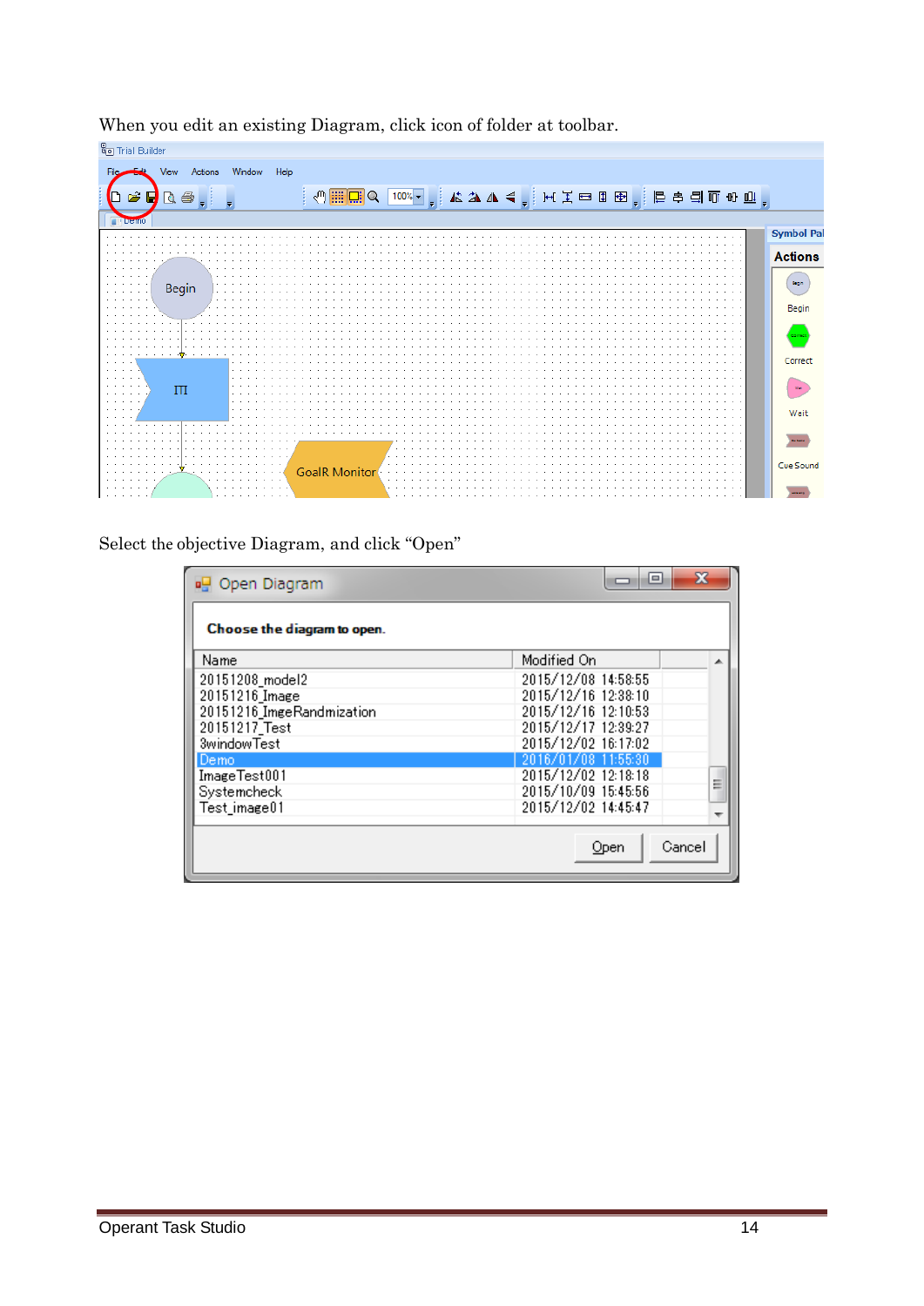When you edit an existing Diagram, click icon of folder at toolbar.

Select the objective Diagram, and click “Open”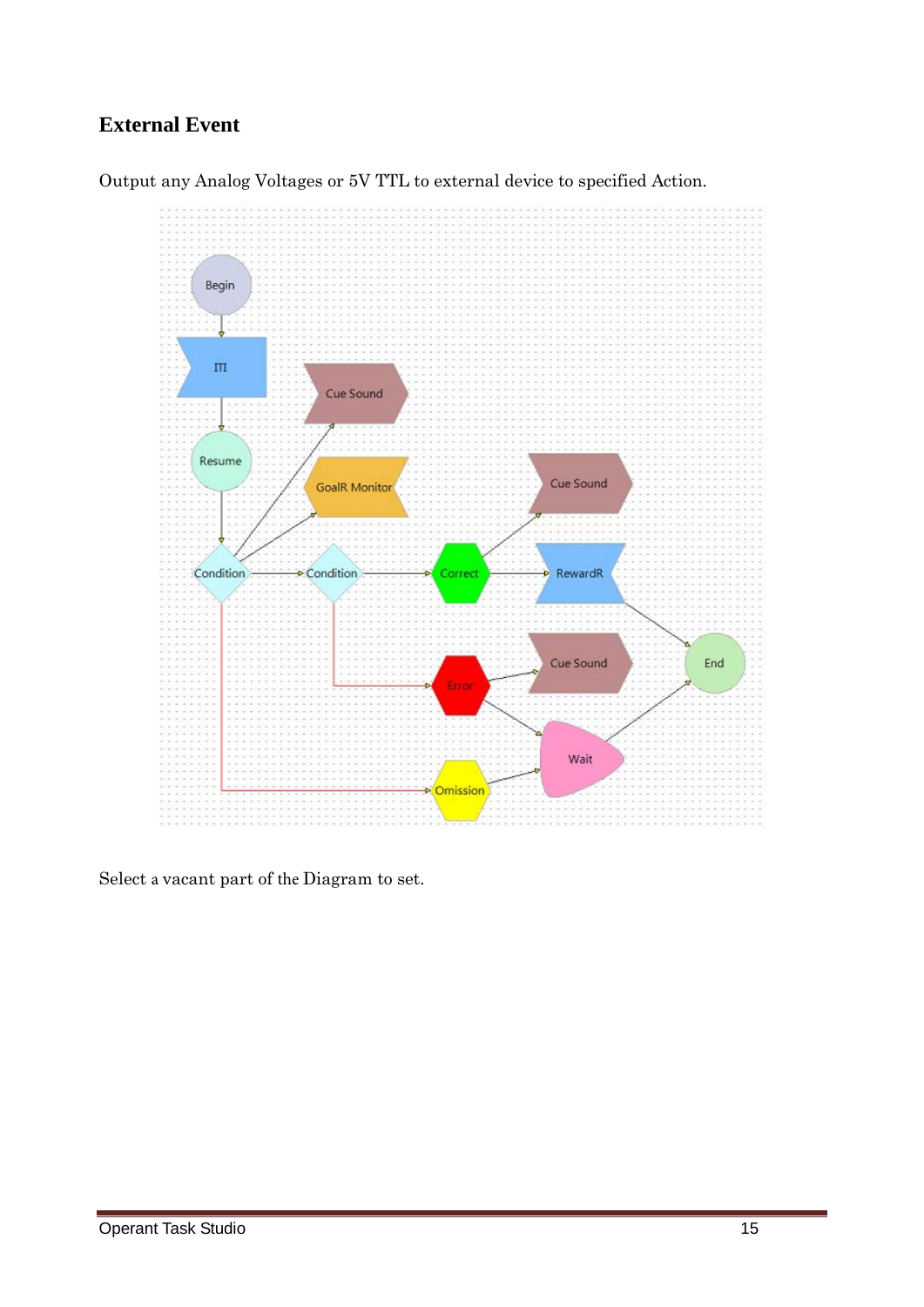## External Event

Output any Analog Voltages or 5V TTL to external device to specified Action.

Select a vacant part of the Diagram to set.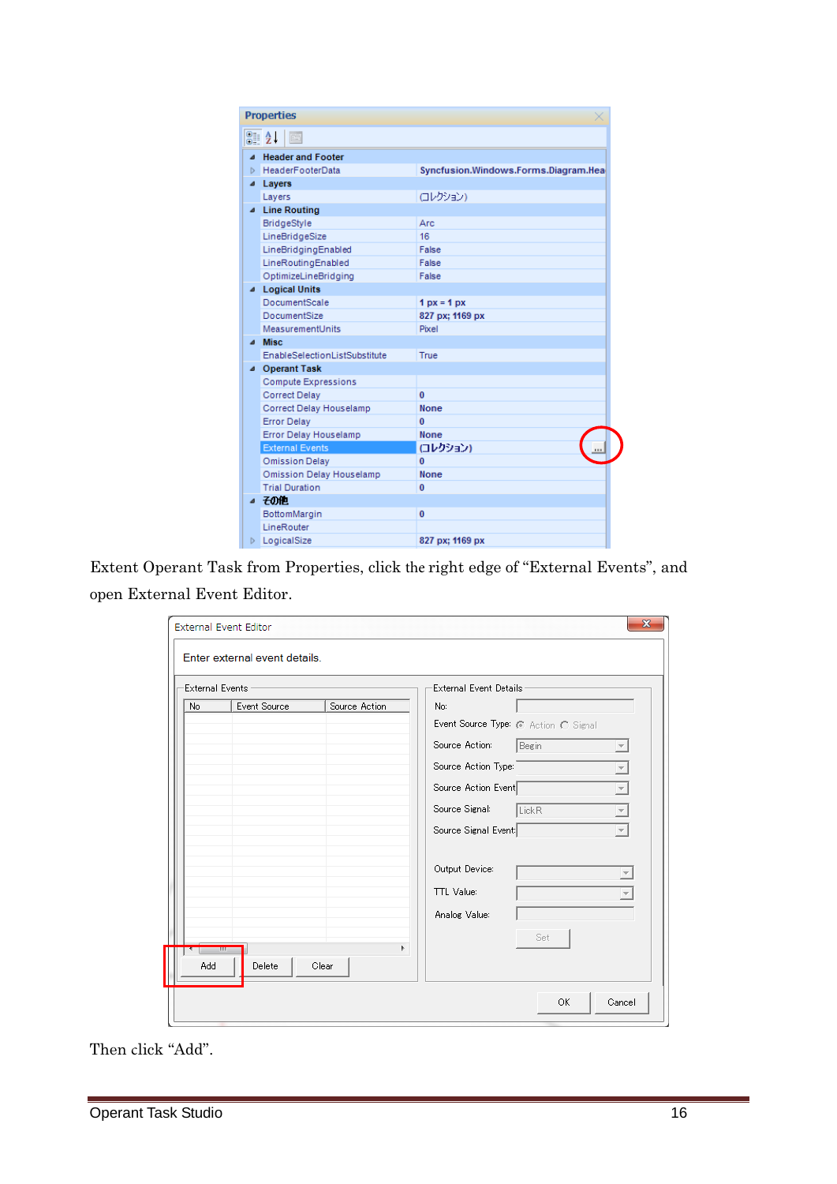Extent Operant Task from Properties, click the right edge of “External Events”, and open External Event Editor.

Then click “Add”.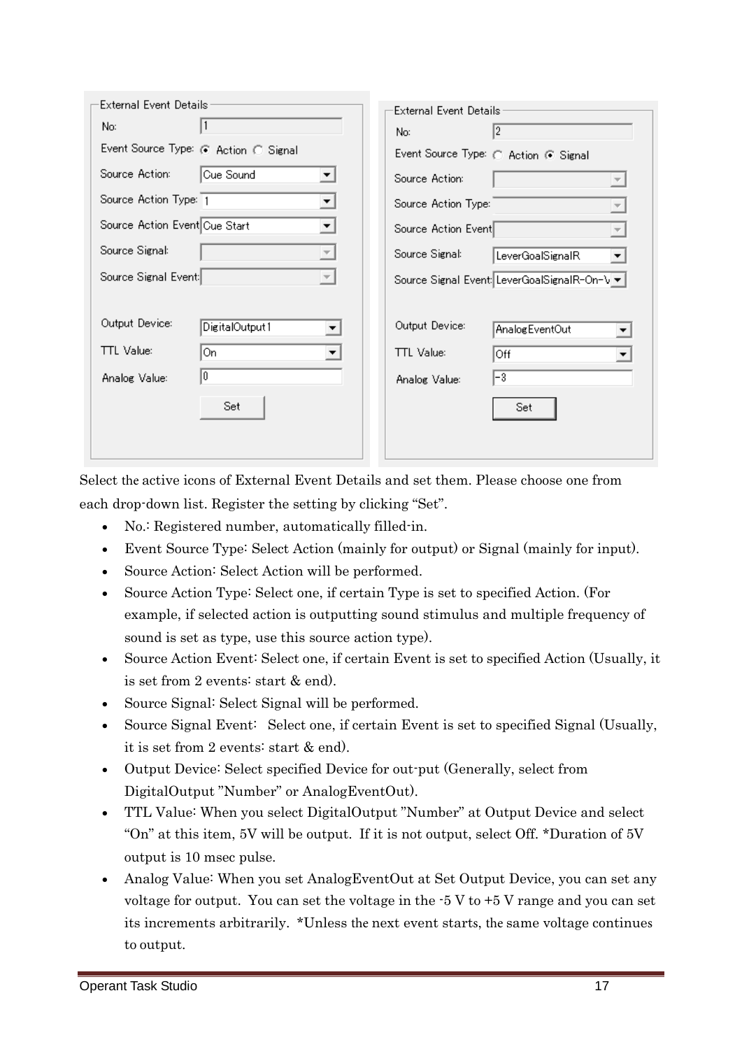Select the active icons of External Event Details and set them. Please choose one from each drop-down list. Register the setting by clicking "Set".

- No.: Registered number, automatically filled-in.
- Event Source Type: Select Action (mainly for output) or Signal (mainly for input).
- Source Action: Select Action will be performed.
- Source Action Type: Select one, if certain Type is set to specified Action. (For example, if selected action is outputting sound stimulus and multiple frequency of sound is set as type, use this source action type).
- Source Action Event: Select one, if certain Event is set to specified Action (Usually, it is set from 2 events: start & end).
- Source Signal: Select Signal will be performed.
- Source Signal Event: Select one, if certain Event is set to specified Signal (Usually, it is set from 2 events: start & end).
- Output Device: Select specified Device for out-put (Generally, select from DigitalOutput "Number" or AnalogEventOut).
- TTL Value: When you select DigitalOutput "Number" at Output Device and select "On" at this item, 5V will be output. If it is not output, select Off. *Duration of 5V output is 10 msec pulse.
- Analog Value: When you set AnalogEventOut at Set Output Device, you can set any voltage for output. You can set the voltage in the -5 V to +5 V range and you can set its increments arbitrarily. *Unless the next event starts, the same voltage continues to output.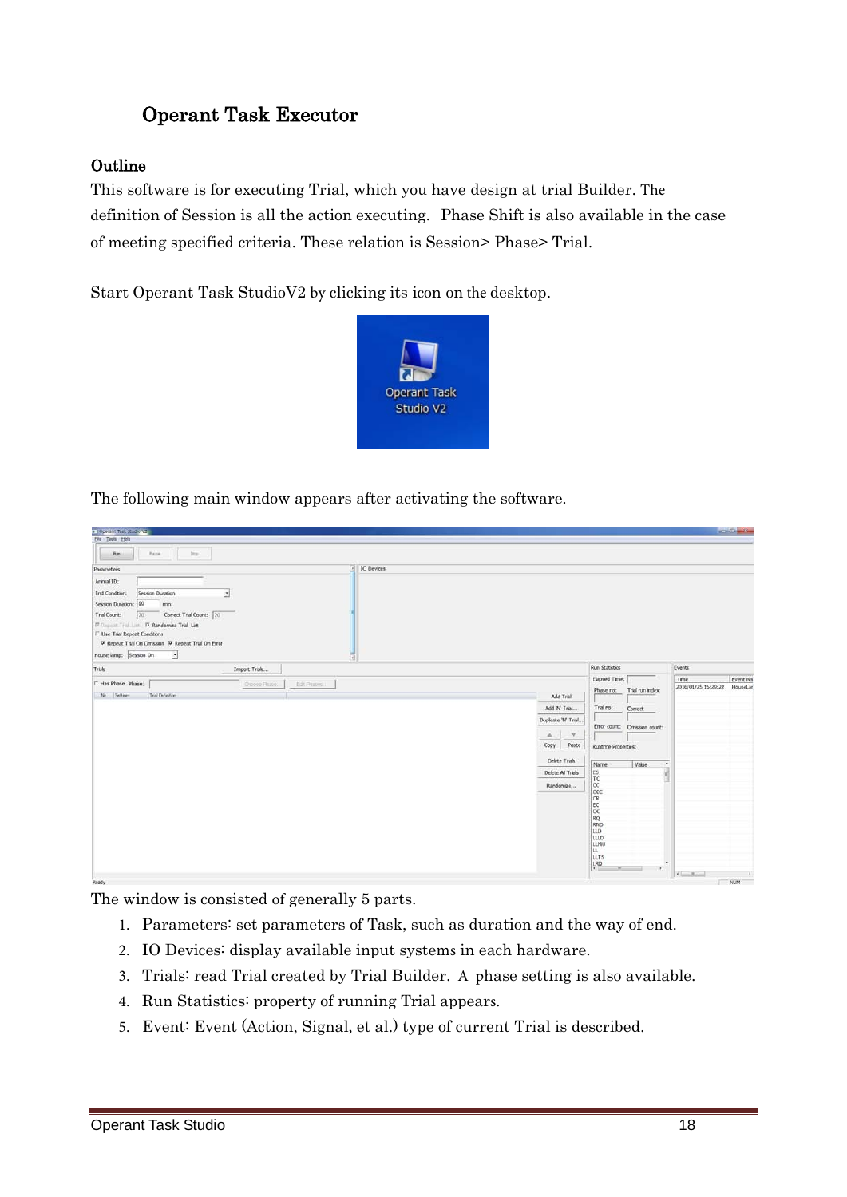# Operant Task Executor

## Outline

This software is for executing Trial, which you have design at trial Builder. The definition of Session is all the action executing. Phase Shift is also available in the case of meeting specified criteria. These relation is Session> Phase> Trial.

Start Operant Task StudioV2 by clicking its icon on the desktop.

The following main window appears after activating the software.

The window is consisted of generally 5 parts.

1. Parameters: set parameters of Task, such as duration and the way of end.
2. IO Devices: display available input systems in each hardware.
3. Trials: read Trial created by Trial Builder. A phase setting is also available.
4. Run Statistics: property of running Trial appears.
5. Event: Event (Action, Signal, et al.) type of current Trial is described.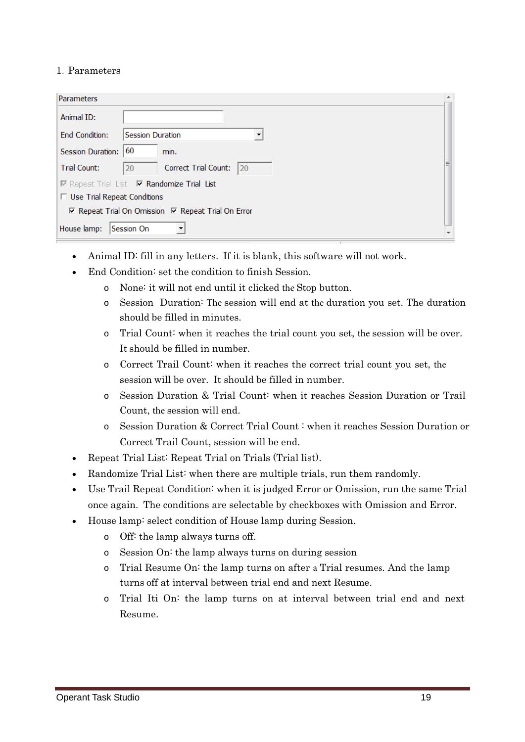1. Parameters

- Animal ID: fill in any letters. If it is blank, this software will not work.
- End Condition: set the condition to finish Session.
  - None: it will not end until it clicked the Stop button.
  - Session Duration: The session will end at the duration you set. The duration should be filled in minutes.
  - Trial Count: when it reaches the trial count you set, the session will be over. It should be filled in number.
  - Correct Trail Count: when it reaches the correct trial count you set, the session will be over. It should be filled in number.
  - Session Duration & Trial Count: when it reaches Session Duration or Trail Count, the session will end.
  - Session Duration & Correct Trial Count : when it reaches Session Duration or Correct Trail Count, session will be end.
- Repeat Trial List: Repeat Trial on Trials (Trial list).
- Randomize Trial List: when there are multiple trials, run them randomly.
- Use Trail Repeat Condition: when it is judged Error or Omission, run the same Trial once again. The conditions are selectable by checkboxes with Omission and Error.
- House lamp: select condition of House lamp during Session.
  - Off: the lamp always turns off.
  - Session On: the lamp always turns on during session
  - Trial Resume On: the lamp turns on after a Trial resumes. And the lamp turns off at interval between trial end and next Resume.
  - Trial Iti On: the lamp turns on at interval between trial end and next Resume.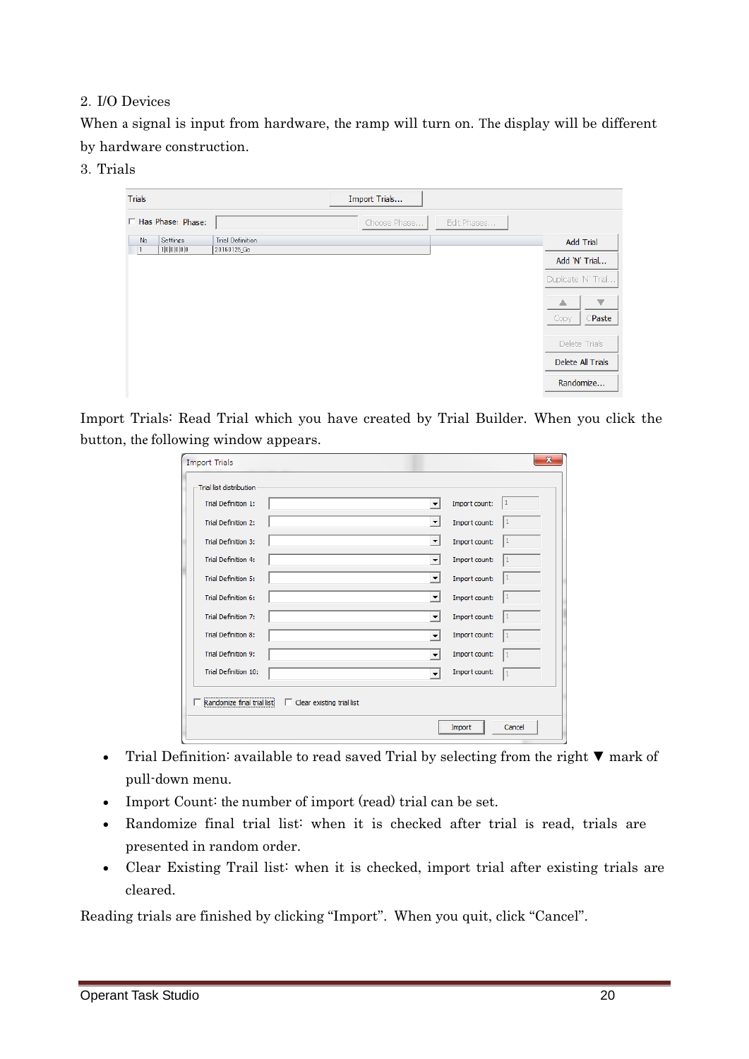2. I/O Devices

When a signal is input from hardware, the ramp will turn on. The display will be different by hardware construction.

3. Trials

Import Trials: Read Trial which you have created by Trial Builder. When you click the button, the following window appears.

- Trial Definition: available to read saved Trial by selecting from the right ▼ mark of pull-down menu.
- Import Count: the number of import (read) trial can be set.
- Randomize final trial list: when it is checked after trial is read, trials are presented in random order.
- Clear Existing Trail list: when it is checked, import trial after existing trials are cleared.

Reading trials are finished by clicking "Import". When you quit, click "Cancel".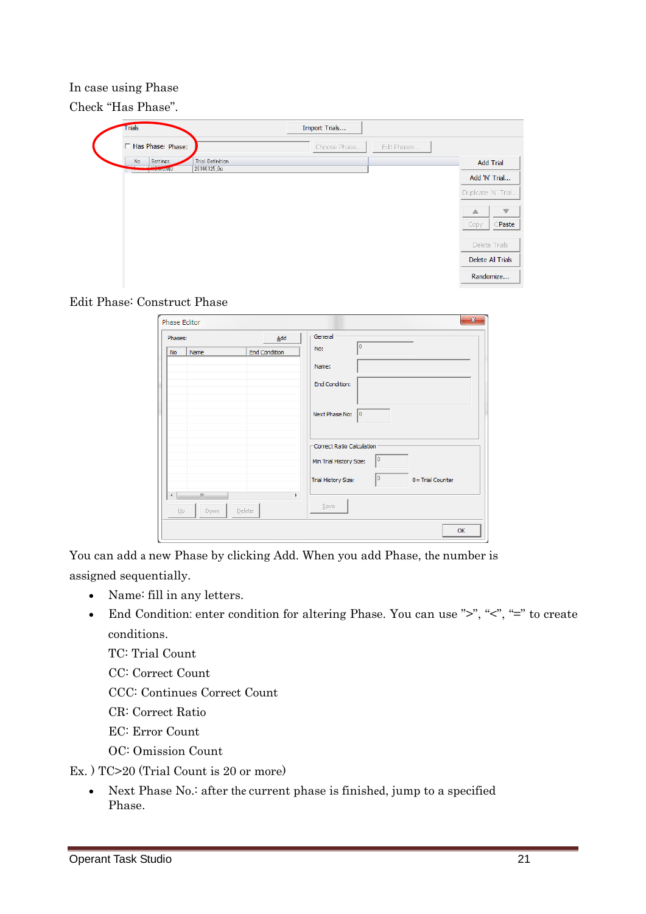In case using Phase

Check “Has Phase”.

Edit Phase: Construct Phase

You can add a new Phase by clicking Add. When you add Phase, the number is assigned sequentially.

- Name: fill in any letters.
- End Condition: enter condition for altering Phase. You can use ”>”, “<”, “=” to create conditions.

  TC: Trial Count

  CC: Correct Count

  CCC: Continues Correct Count

  CR: Correct Ratio

  EC: Error Count

  OC: Omission Count

Ex. ) TC>20 (Trial Count is 20 or more)

- Next Phase No.: after the current phase is finished, jump to a specified Phase.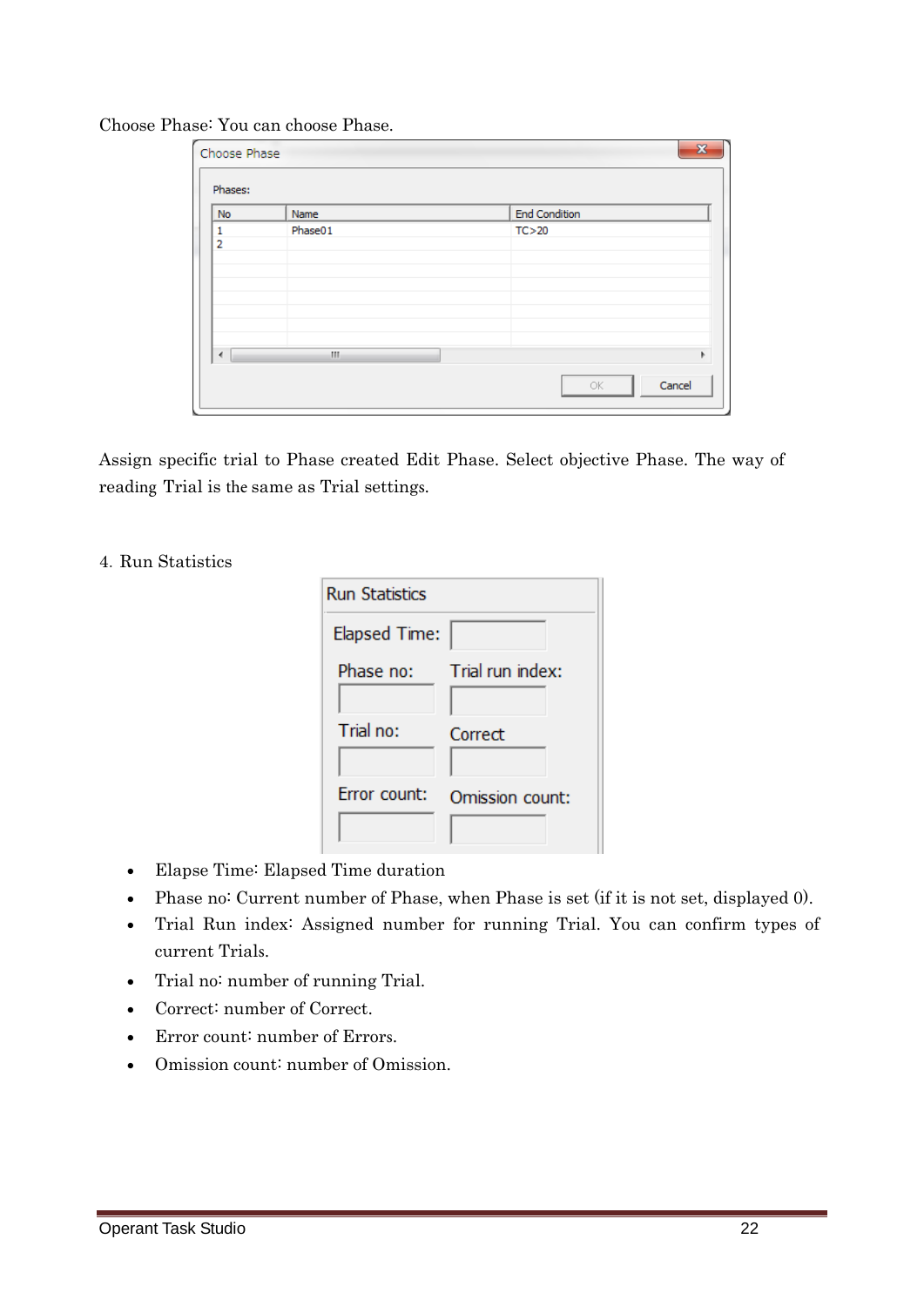Choose Phase: You can choose Phase.

Assign specific trial to Phase created Edit Phase. Select objective Phase. The way of reading Trial is the same as Trial settings.

4. Run Statistics

- Elapse Time: Elapsed Time duration
- Phase no: Current number of Phase, when Phase is set (if it is not set, displayed 0).
- Trial Run index: Assigned number for running Trial. You can confirm types of current Trials.
- Trial no: number of running Trial.
- Correct: number of Correct.
- Error count: number of Errors.
- Omission count: number of Omission.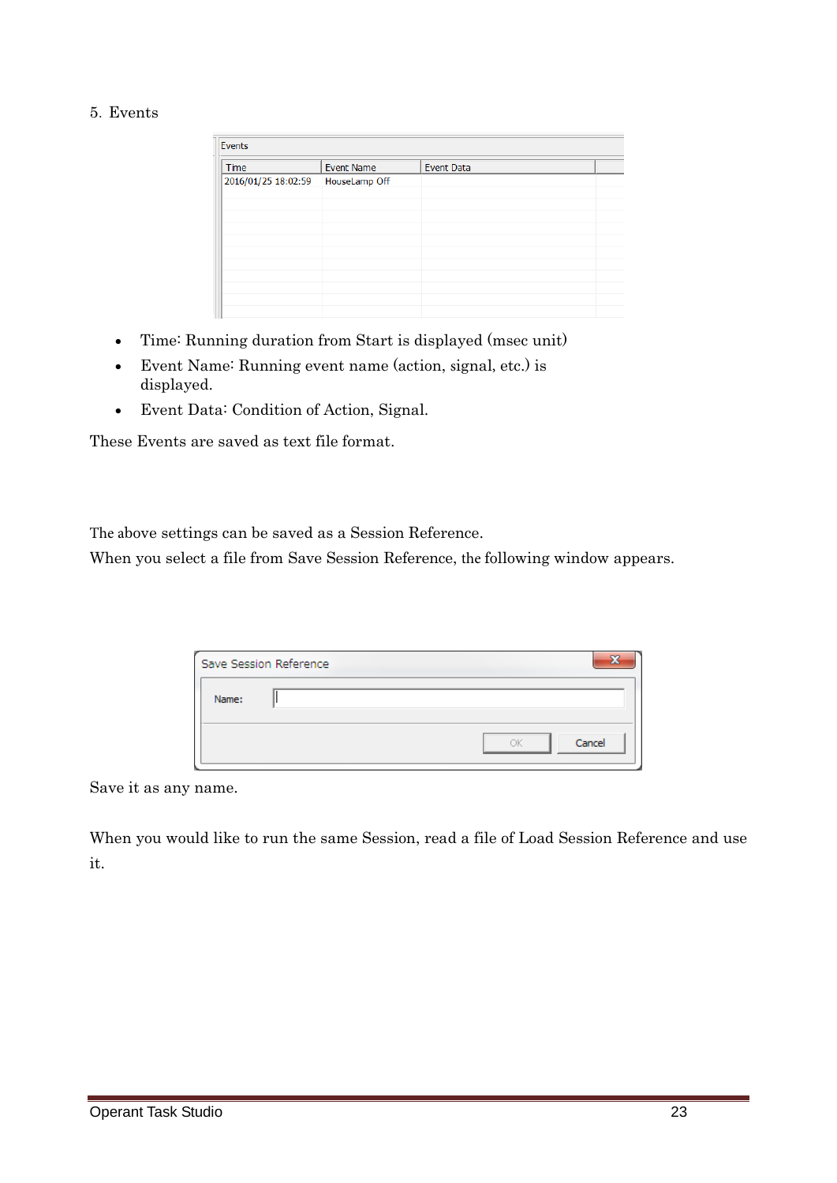5. Events

- Time: Running duration from Start is displayed (msec unit)
- Event Name: Running event name (action, signal, etc.) is displayed.
- Event Data: Condition of Action, Signal.

These Events are saved as text file format.

The above settings can be saved as a Session Reference.
When you select a file from Save Session Reference, the following window appears.

Save it as any name.

When you would like to run the same Session, read a file of Load Session Reference and use it.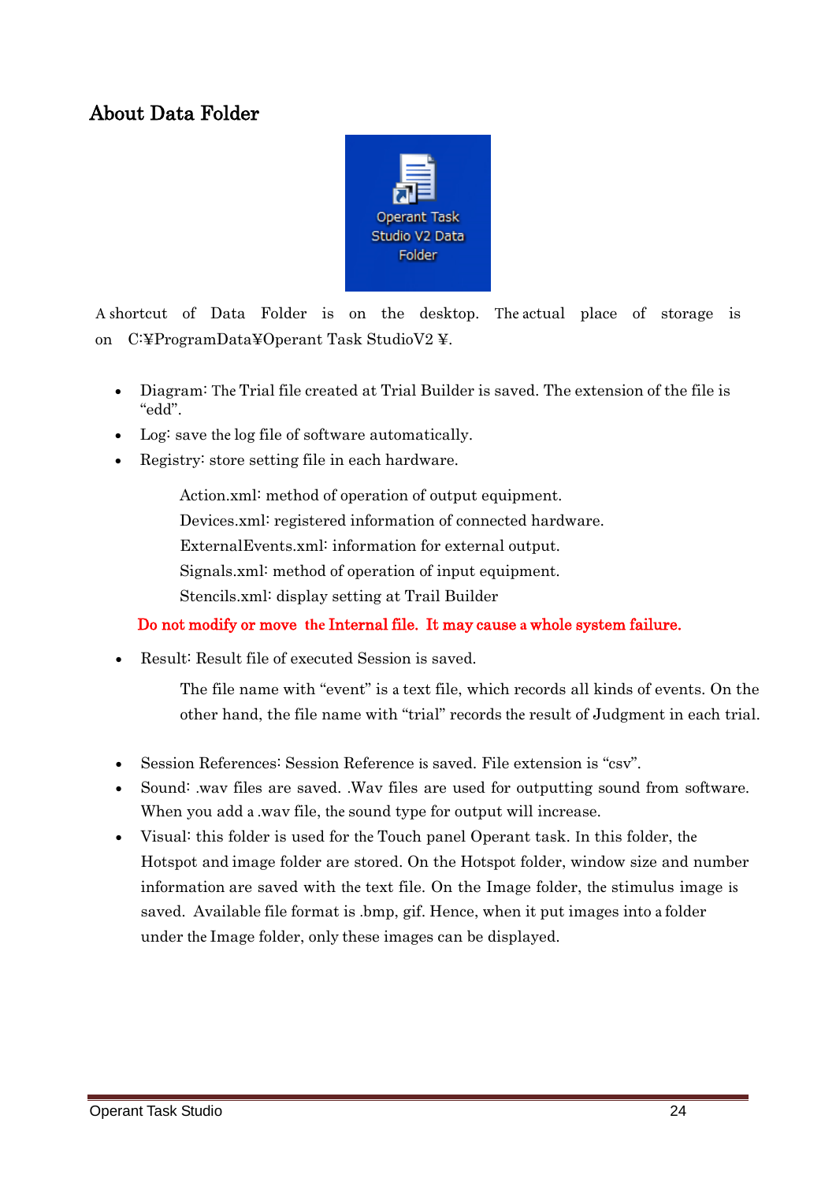## About Data Folder

A shortcut of Data Folder is on the desktop. The actual place of storage is on C:¥ProgramData¥Operant Task StudioV2 ¥.

- Diagram: The Trial file created at Trial Builder is saved. The extension of the file is "edd".
- Log: save the log file of software automatically.
- Registry: store setting file in each hardware.

  Action.xml: method of operation of output equipment.
  Devices.xml: registered information of connected hardware.
  ExternalEvents.xml: information for external output.
  Signals.xml: method of operation of input equipment.
  Stencils.xml: display setting at Trail Builder

  **Do not modify or move the Internal file. It may cause a whole system failure.**

- Result: Result file of executed Session is saved.

  The file name with "event" is a text file, which records all kinds of events. On the other hand, the file name with "trial" records the result of Judgment in each trial.

- Session References: Session Reference is saved. File extension is "csv".
- Sound: .wav files are saved. .Wav files are used for outputting sound from software. When you add a .wav file, the sound type for output will increase.
- Visual: this folder is used for the Touch panel Operant task. In this folder, the Hotspot and image folder are stored. On the Hotspot folder, window size and number information are saved with the text file. On the Image folder, the stimulus image is saved. Available file format is .bmp, gif. Hence, when it put images into a folder under the Image folder, only these images can be displayed.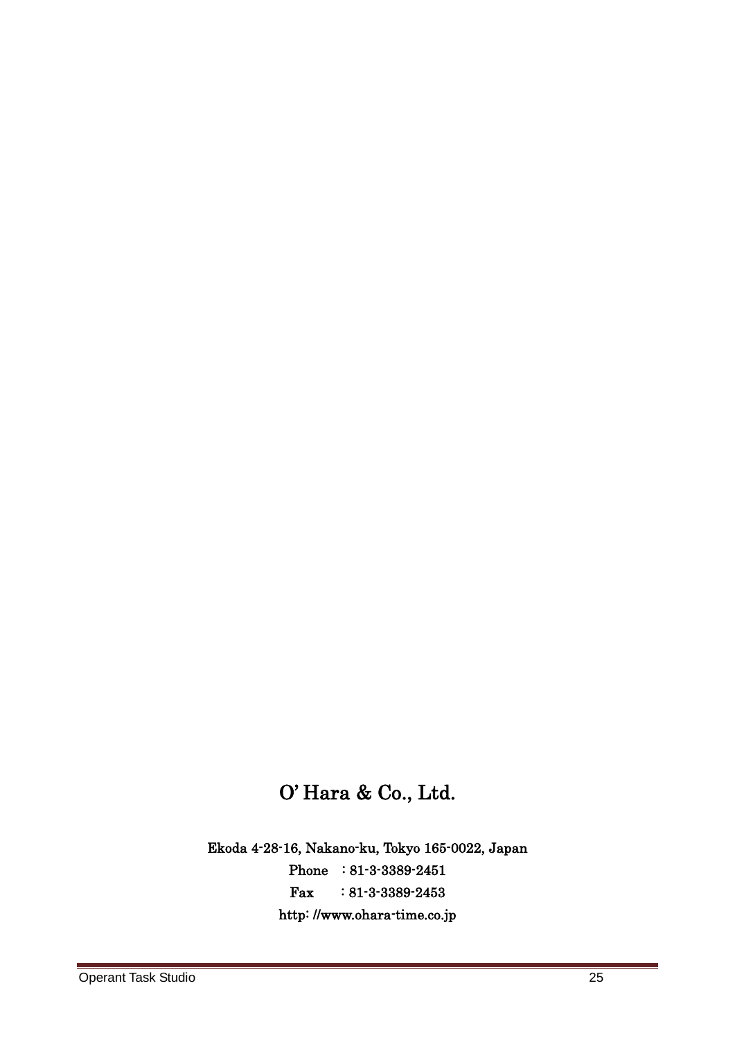# O’ Hara & Co., Ltd.

Ekoda 4-28-16, Nakano-ku, Tokyo 165-0022, Japan

Phone : 81-3-3389-2451

Fax : 81-3-3389-2453

http: //www.ohara-time.co.jp